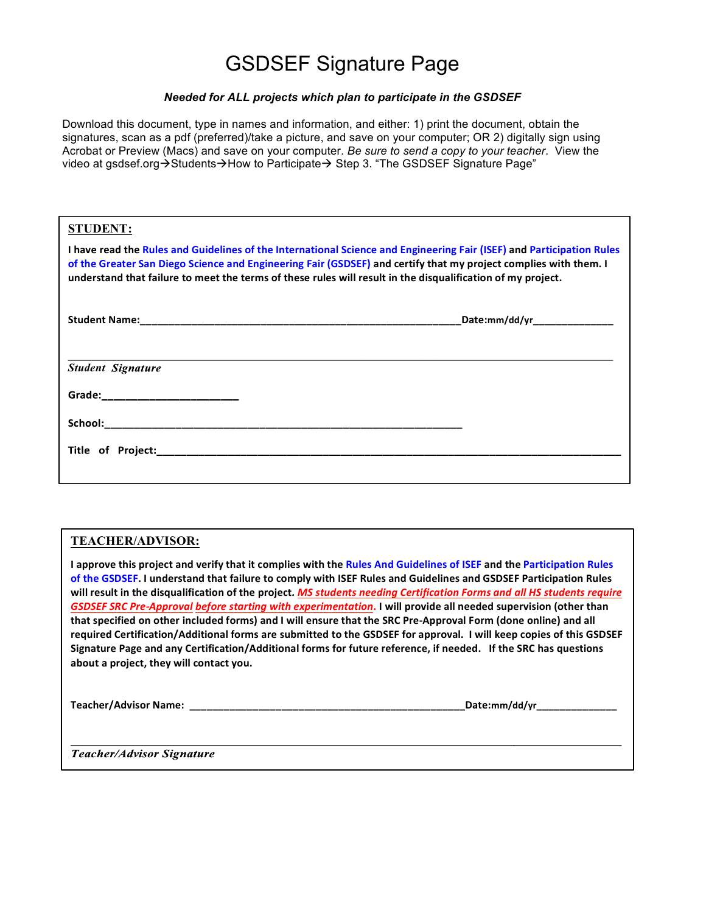# GSDSEF Signature Page

***Needed for ALL projects which plan to participate in the GSDSEF***

Download this document, type in names and information, and either: 1) print the document, obtain the signatures, scan as a pdf (preferred)/take a picture, and save on your computer; OR 2) digitally sign using Acrobat or Preview (Macs) and save on your computer. *Be sure to send a copy to your teacher*. View the video at gsdsef.org→Students→How to Participate→ Step 3. "The GSDSEF Signature Page"

## STUDENT:

**I have read the Rules and Guidelines of the International Science and Engineering Fair (ISEF) and Participation Rules of the Greater San Diego Science and Engineering Fair (GSDSEF) and certify that my project complies with them. I understand that failure to meet the terms of these rules will result in the disqualification of my project.**

**Student Name:**_________________________________________________________**Date:mm/dd/yr**______________

_______________________________________________________________________________________________

***Student Signature***

**Grade:**________________________

**School:**_______________________________________________________________

**Title of Project:**___________________________________________________________________________________

## TEACHER/ADVISOR:

**I approve this project and verify that it complies with the Rules And Guidelines of ISEF and the Participation Rules of the GSDSEF. I understand that failure to comply with ISEF Rules and Guidelines and GSDSEF Participation Rules will result in the disqualification of the project. *MS students needing Certification Forms and all HS students require GSDSEF SRC Pre-Approval before starting with experimentation*. I will provide all needed supervision (other than that specified on other included forms) and I will ensure that the SRC Pre-Approval Form (done online) and all required Certification/Additional forms are submitted to the GSDSEF for approval. I will keep copies of this GSDSEF Signature Page and any Certification/Additional forms for future reference, if needed. If the SRC has questions about a project, they will contact you.**

**Teacher/Advisor Name:** _________________________________________________**Date:mm/dd/yr**______________

_______________________________________________________________________________________________

***Teacher/Advisor Signature***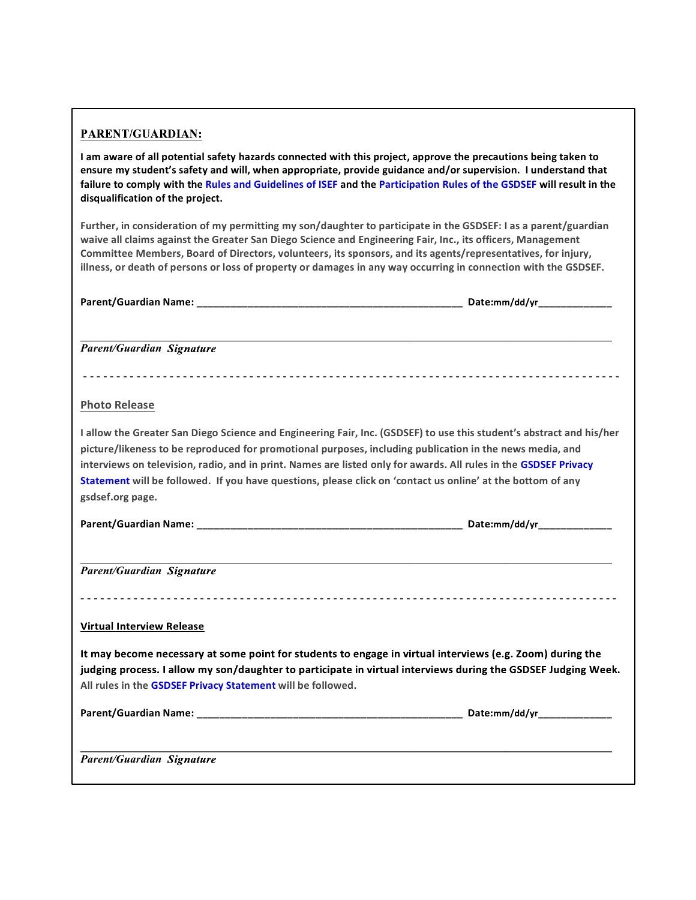## PARENT/GUARDIAN:

**I am aware of all potential safety hazards connected with this project, approve the precautions being taken to ensure my student's safety and will, when appropriate, provide guidance and/or supervision. I understand that failure to comply with the Rules and Guidelines of ISEF and the Participation Rules of the GSDSEF will result in the disqualification of the project.**

**Further, in consideration of my permitting my son/daughter to participate in the GSDSEF: I as a parent/guardian waive all claims against the Greater San Diego Science and Engineering Fair, Inc., its officers, Management Committee Members, Board of Directors, volunteers, its sponsors, and its agents/representatives, for injury, illness, or death of persons or loss of property or damages in any way occurring in connection with the GSDSEF.**

**Parent/Guardian Name:** ______________________________________________ **Date:**mm/dd/yr____________

_______________________________________________________________________________

***Parent/Guardian Signature***

- - - - - - - - - - - - - - - - - - - - - - - - - - - - - - - - - - - - - - - - - - - - - - - - - - - - - - - - - - - - - - - - - - - - - - - - - - -

### Photo Release

**I allow the Greater San Diego Science and Engineering Fair, Inc. (GSDSEF) to use this student's abstract and his/her picture/likeness to be reproduced for promotional purposes, including publication in the news media, and interviews on television, radio, and in print. Names are listed only for awards. All rules in the GSDSEF Privacy Statement will be followed. If you have questions, please click on 'contact us online' at the bottom of any gsdsef.org page.**

**Parent/Guardian Name:** ______________________________________________ **Date:**mm/dd/yr____________

_______________________________________________________________________________

***Parent/Guardian Signature***

- - - - - - - - - - - - - - - - - - - - - - - - - - - - - - - - - - - - - - - - - - - - - - - - - - - - - - - - - - - - - - - - - - - - - - - - - - -

### Virtual Interview Release

**It may become necessary at some point for students to engage in virtual interviews (e.g. Zoom) during the judging process. I allow my son/daughter to participate in virtual interviews during the GSDSEF Judging Week. All rules in the GSDSEF Privacy Statement will be followed.**

**Parent/Guardian Name:** ______________________________________________ **Date:**mm/dd/yr____________

_______________________________________________________________________________

***Parent/Guardian Signature***